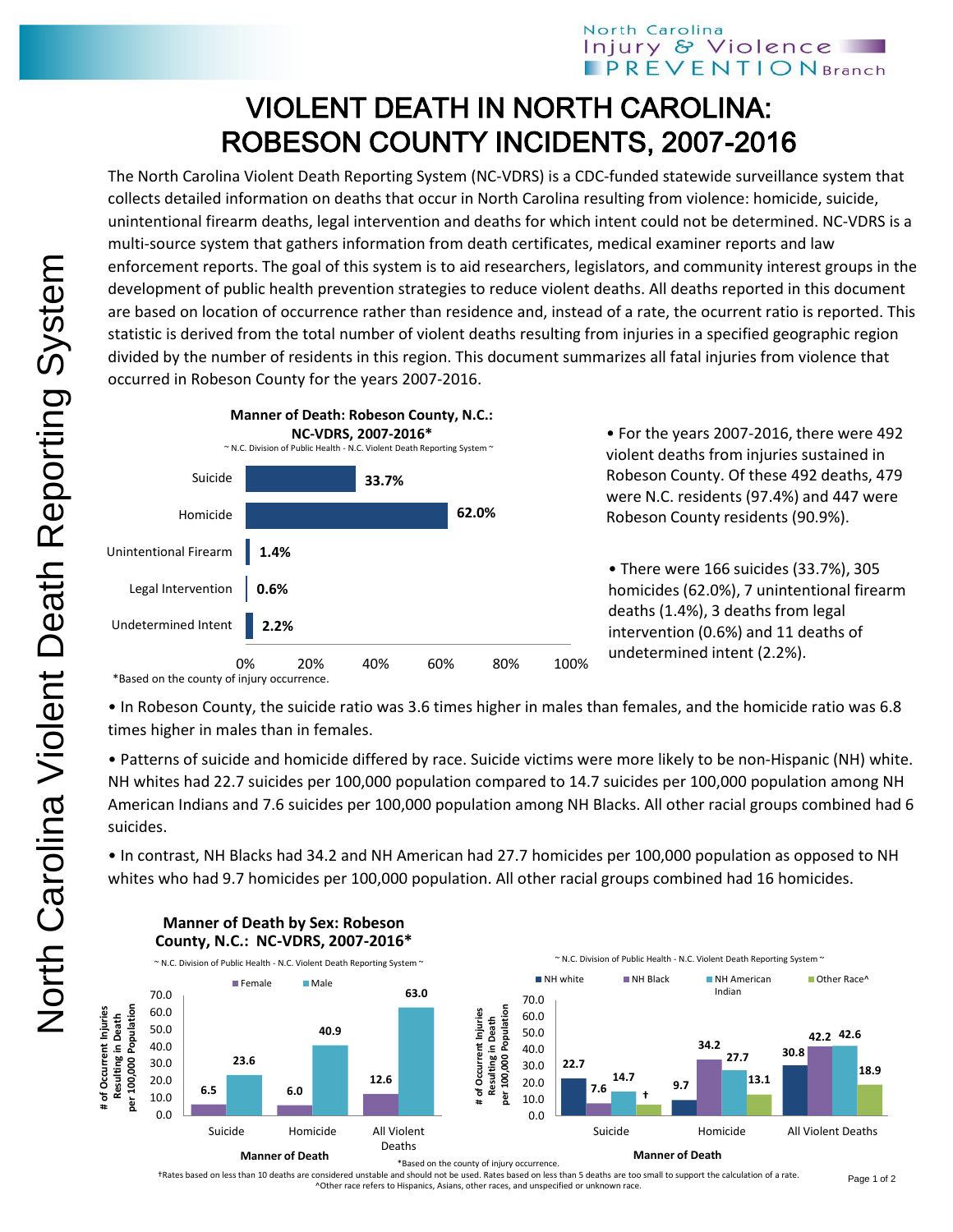# VIOLENT DEATH IN NORTH CAROLINA: ROBESON COUNTY INCIDENTS, 2007-2016

The North Carolina Violent Death Reporting System (NC-VDRS) is a CDC-funded statewide surveillance system that collects detailed information on deaths that occur in North Carolina resulting from violence: homicide, suicide, unintentional firearm deaths, legal intervention and deaths for which intent could not be determined. NC-VDRS is a multi-source system that gathers information from death certificates, medical examiner reports and law enforcement reports. The goal of this system is to aid researchers, legislators, and community interest groups in the development of public health prevention strategies to reduce violent deaths. All deaths reported in this document are based on location of occurrence rather than residence and, instead of a rate, the ocurrent ratio is reported. This statistic is derived from the total number of violent deaths resulting from injuries in a specified geographic region divided by the number of residents in this region. This document summarizes all fatal injuries from violence that occurred in Robeson County for the years 2007-2016.

**Manner of Death: Robeson County, N.C.: NC-VDRS, 2007-2016***

~ N.C. Division of Public Health - N.C. Violent Death Reporting System ~

| Manner of Death | Percent |
|---|---|
| Suicide | 33.7% |
| Homicide | 62.0% |
| Unintentional Firearm | 1.4% |
| Legal Intervention | 0.6% |
| Undetermined Intent | 2.2% |

*Based on the county of injury occurrence.

- For the years 2007-2016, there were 492 violent deaths from injuries sustained in Robeson County. Of these 492 deaths, 479 were N.C. residents (97.4%) and 447 were Robeson County residents (90.9%).

- There were 166 suicides (33.7%), 305 homicides (62.0%), 7 unintentional firearm deaths (1.4%), 3 deaths from legal intervention (0.6%) and 11 deaths of undetermined intent (2.2%).

- In Robeson County, the suicide ratio was 3.6 times higher in males than females, and the homicide ratio was 6.8 times higher in males than in females.

- Patterns of suicide and homicide differed by race. Suicide victims were more likely to be non-Hispanic (NH) white. NH whites had 22.7 suicides per 100,000 population compared to 14.7 suicides per 100,000 population among NH American Indians and 7.6 suicides per 100,000 population among NH Blacks. All other racial groups combined had 6 suicides.

- In contrast, NH Blacks had 34.2 and NH American had 27.7 homicides per 100,000 population as opposed to NH whites who had 9.7 homicides per 100,000 population. All other racial groups combined had 16 homicides.

**Manner of Death by Sex: Robeson County, N.C.: NC-VDRS, 2007-2016***

~ N.C. Division of Public Health - N.C. Violent Death Reporting System ~

# of Occurrent Injuries Resulting in Death per 100,000 Population

| Manner of Death | Female | Male |
|---|---|---|
| Suicide | 6.5 | 23.6 |
| Homicide | 6.0 | 40.9 |
| All Violent Deaths | 12.6 | 63.0 |

~ N.C. Division of Public Health - N.C. Violent Death Reporting System ~

# of Occurrent Injuries Resulting in Death per 100,000 Population

| Manner of Death | NH white | NH Black | NH American Indian | Other Race^ |
|---|---|---|---|---|
| Suicide | 22.7 | 7.6 | 14.7 | † |
| Homicide | 9.7 | 34.2 | 27.7 | 13.1 |
| All Violent Deaths | 30.8 | 42.2 | 42.6 | 18.9 |

*Based on the county of injury occurrence.

†Rates based on less than 10 deaths are considered unstable and should not be used. Rates based on less than 5 deaths are too small to support the calculation of a rate.

^Other race refers to Hispanics, Asians, other races, and unspecified or unknown race.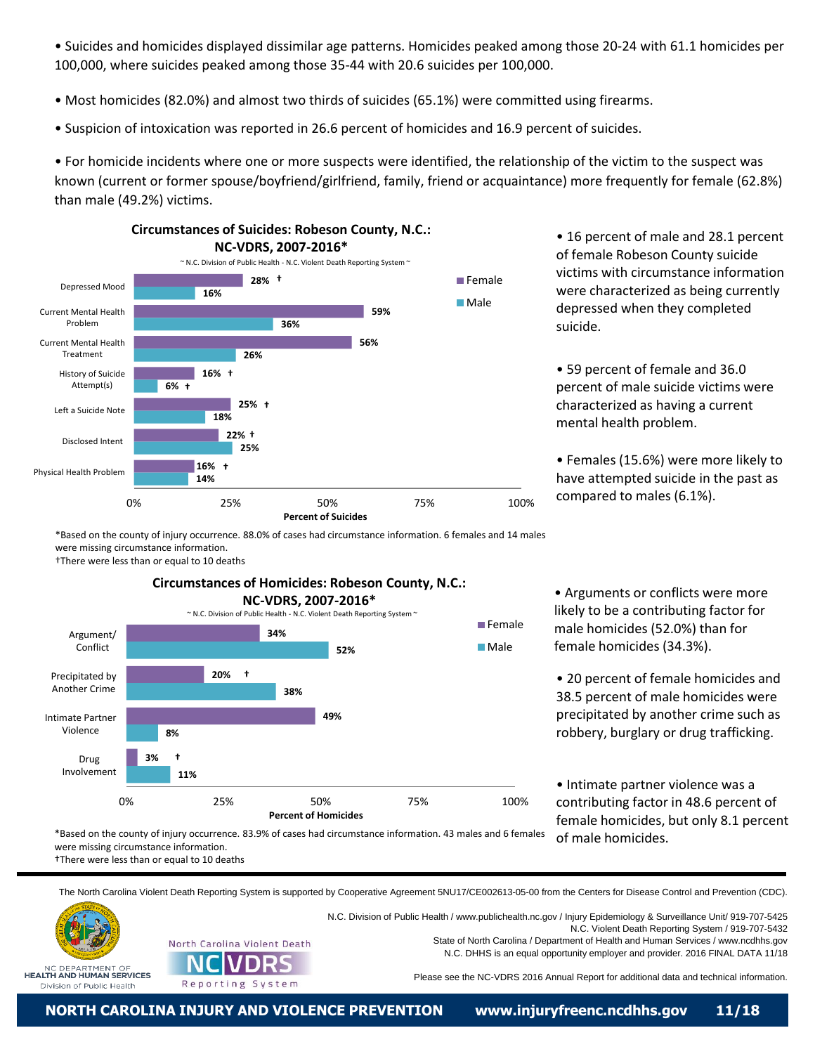• Suicides and homicides displayed dissimilar age patterns. Homicides peaked among those 20-24 with 61.1 homicides per 100,000, where suicides peaked among those 35-44 with 20.6 suicides per 100,000.

• Most homicides (82.0%) and almost two thirds of suicides (65.1%) were committed using firearms.

• Suspicion of intoxication was reported in 26.6 percent of homicides and 16.9 percent of suicides.

• For homicide incidents where one or more suspects were identified, the relationship of the victim to the suspect was known (current or former spouse/boyfriend/girlfriend, family, friend or acquaintance) more frequently for female (62.8%) than male (49.2%) victims.

**Circumstances of Suicides: Robeson County, N.C.: NC-VDRS, 2007-2016***

~ N.C. Division of Public Health - N.C. Violent Death Reporting System ~

Female
Male

Depressed Mood: 28% †, 16%
Current Mental Health Problem: 59%, 36%
Current Mental Health Treatment: 56%, 26%
History of Suicide Attempt(s): 16% †, 6% †
Left a Suicide Note: 25% †, 18%
Disclosed Intent: 22% †, 25%
Physical Health Problem: 16% †, 14%

0% 25% 50% 75% 100%

Percent of Suicides

*Based on the county of injury occurrence. 88.0% of cases had circumstance information. 6 females and 14 males were missing circumstance information.
†There were less than or equal to 10 deaths

• 16 percent of male and 28.1 percent of female Robeson County suicide victims with circumstance information were characterized as being currently depressed when they completed suicide.

• 59 percent of female and 36.0 percent of male suicide victims were characterized as having a current mental health problem.

• Females (15.6%) were more likely to have attempted suicide in the past as compared to males (6.1%).

**Circumstances of Homicides: Robeson County, N.C.: NC-VDRS, 2007-2016***

~ N.C. Division of Public Health - N.C. Violent Death Reporting System ~

Female
Male

Argument/ Conflict: 34%, 52%
Precipitated by Another Crime: 20% †, 38%
Intimate Partner Violence: 49%, 8%
Drug Involvement: 3% †, 11%

0% 25% 50% 75% 100%

Percent of Homicides

*Based on the county of injury occurrence. 83.9% of cases had circumstance information. 43 males and 6 females were missing circumstance information.
†There were less than or equal to 10 deaths

• Arguments or conflicts were more likely to be a contributing factor for male homicides (52.0%) than for female homicides (34.3%).

• 20 percent of female homicides and 38.5 percent of male homicides were precipitated by another crime such as robbery, burglary or drug trafficking.

• Intimate partner violence was a contributing factor in 48.6 percent of female homicides, but only 8.1 percent of male homicides.

The North Carolina Violent Death Reporting System is supported by Cooperative Agreement 5NU17/CE002613-05-00 from the Centers for Disease Control and Prevention (CDC).

NC DEPARTMENT OF HEALTH AND HUMAN SERVICES
Division of Public Health

North Carolina Violent Death Reporting System (NC VDRS)

N.C. Division of Public Health / www.publichealth.nc.gov / Injury Epidemiology & Surveillance Unit/ 919-707-5425
N.C. Violent Death Reporting System / 919-707-5432
State of North Carolina / Department of Health and Human Services / www.ncdhhs.gov
N.C. DHHS is an equal opportunity employer and provider. 2016 FINAL DATA 11/18

Please see the NC-VDRS 2016 Annual Report for additional data and technical information.

**NORTH CAROLINA INJURY AND VIOLENCE PREVENTION www.injuryfreenc.ncdhhs.gov 11/18**